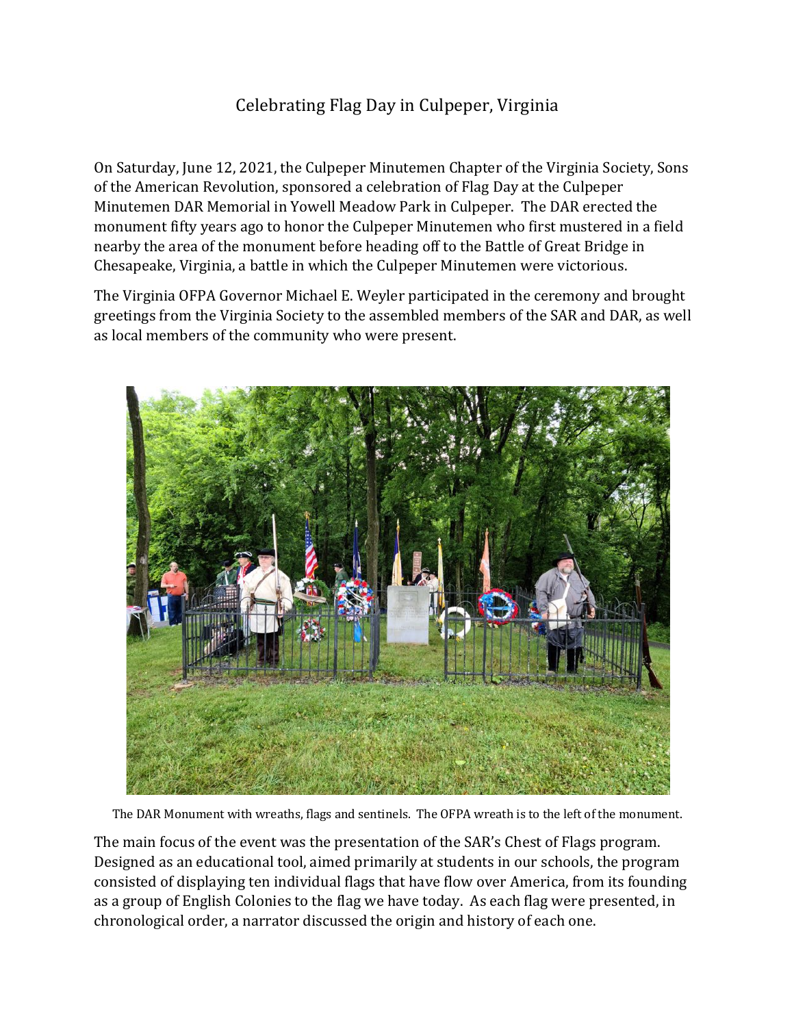# Celebrating Flag Day in Culpeper, Virginia

On Saturday, June 12, 2021, the Culpeper Minutemen Chapter of the Virginia Society, Sons of the American Revolution, sponsored a celebration of Flag Day at the Culpeper Minutemen DAR Memorial in Yowell Meadow Park in Culpeper. The DAR erected the monument fifty years ago to honor the Culpeper Minutemen who first mustered in a field nearby the area of the monument before heading off to the Battle of Great Bridge in Chesapeake, Virginia, a battle in which the Culpeper Minutemen were victorious.

The Virginia OFPA Governor Michael E. Weyler participated in the ceremony and brought greetings from the Virginia Society to the assembled members of the SAR and DAR, as well as local members of the community who were present.

The DAR Monument with wreaths, flags and sentinels. The OFPA wreath is to the left of the monument.

The main focus of the event was the presentation of the SAR's Chest of Flags program. Designed as an educational tool, aimed primarily at students in our schools, the program consisted of displaying ten individual flags that have flow over America, from its founding as a group of English Colonies to the flag we have today. As each flag were presented, in chronological order, a narrator discussed the origin and history of each one.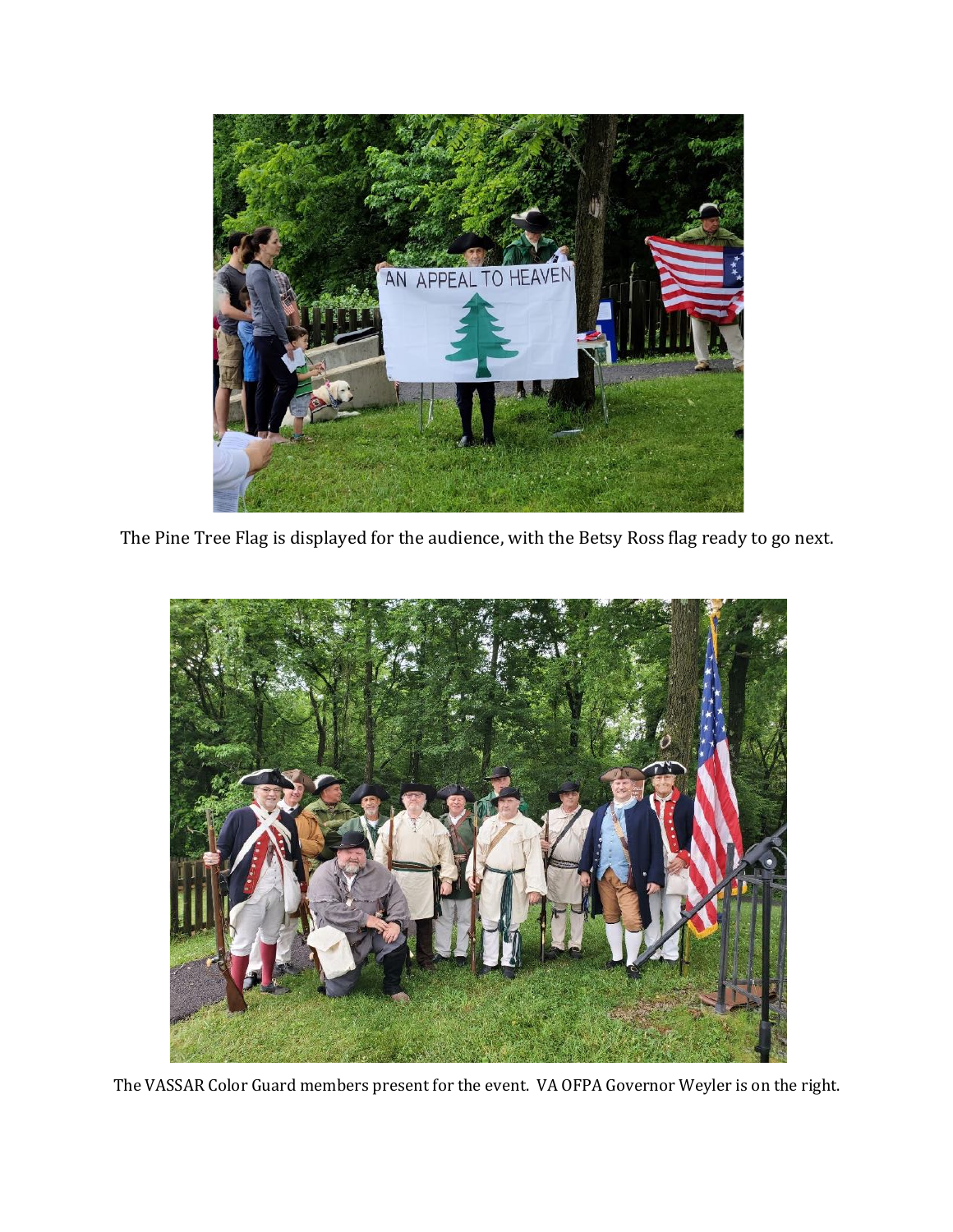The Pine Tree Flag is displayed for the audience, with the Betsy Ross flag ready to go next.

The VASSAR Color Guard members present for the event. VA OFPA Governor Weyler is on the right.